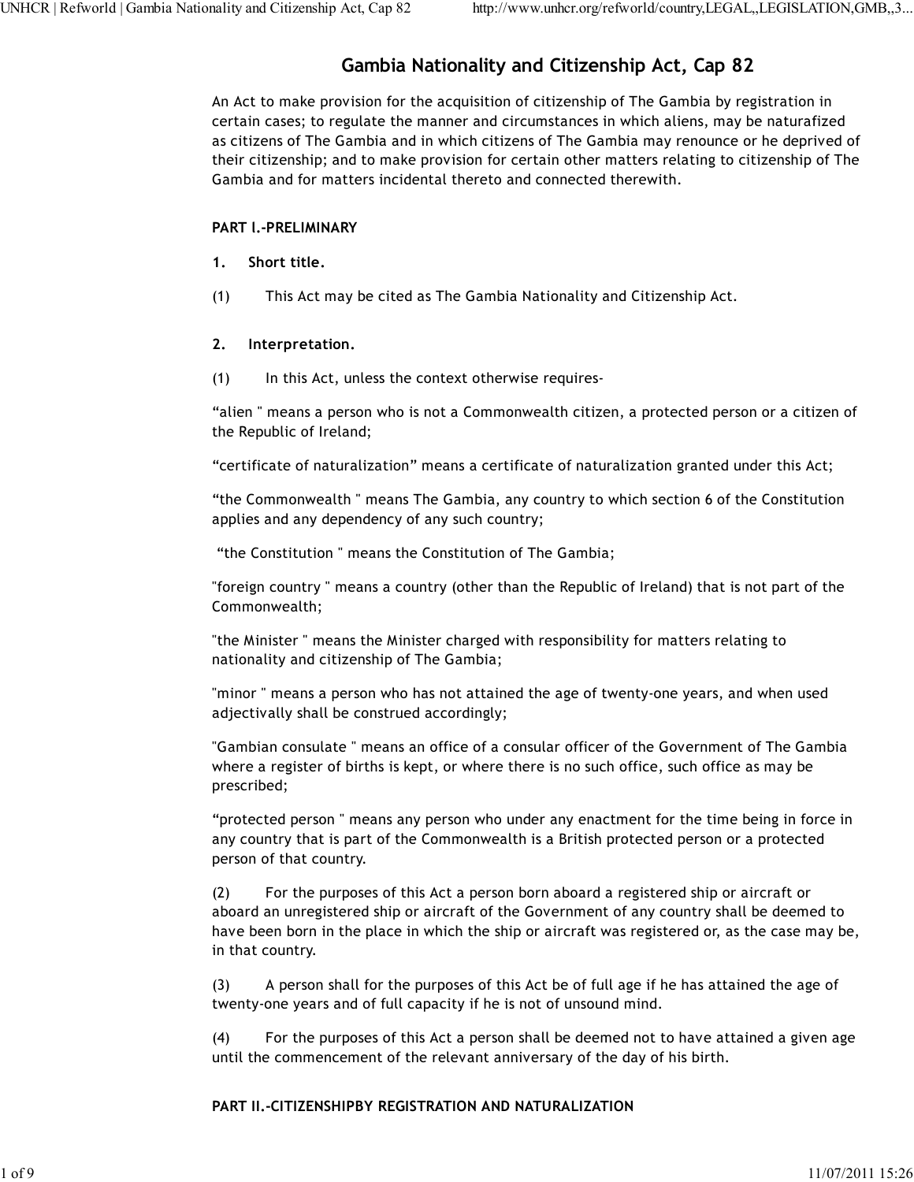# Gambia Nationality and Citizenship Act, Cap 82

An Act to make provision for the acquisition of citizenship of The Gambia by registration in certain cases; to regulate the manner and circumstances in which aliens, may be naturafized as citizens of The Gambia and in which citizens of The Gambia may renounce or he deprived of their citizenship; and to make provision for certain other matters relating to citizenship of The Gambia and for matters incidental thereto and connected therewith.

**PART I.-PRELIMINARY**

**1. Short title.**

(1) This Act may be cited as The Gambia Nationality and Citizenship Act.

**2. Interpretation.**

(1) In this Act, unless the context otherwise requires-

“alien " means a person who is not a Commonwealth citizen, a protected person or a citizen of the Republic of Ireland;

“certificate of naturalization” means a certificate of naturalization granted under this Act;

“the Commonwealth " means The Gambia, any country to which section 6 of the Constitution applies and any dependency of any such country;

“the Constitution " means the Constitution of The Gambia;

"foreign country " means a country (other than the Republic of Ireland) that is not part of the Commonwealth;

"the Minister " means the Minister charged with responsibility for matters relating to nationality and citizenship of The Gambia;

"minor " means a person who has not attained the age of twenty-one years, and when used adjectivally shall be construed accordingly;

"Gambian consulate " means an office of a consular officer of the Government of The Gambia where a register of births is kept, or where there is no such office, such office as may be prescribed;

“protected person " means any person who under any enactment for the time being in force in any country that is part of the Commonwealth is a British protected person or a protected person of that country.

(2) For the purposes of this Act a person born aboard a registered ship or aircraft or aboard an unregistered ship or aircraft of the Government of any country shall be deemed to have been born in the place in which the ship or aircraft was registered or, as the case may be, in that country.

(3) A person shall for the purposes of this Act be of full age if he has attained the age of twenty-one years and of full capacity if he is not of unsound mind.

(4) For the purposes of this Act a person shall be deemed not to have attained a given age until the commencement of the relevant anniversary of the day of his birth.

**PART II.-CITIZENSHIPBY REGISTRATION AND NATURALIZATION**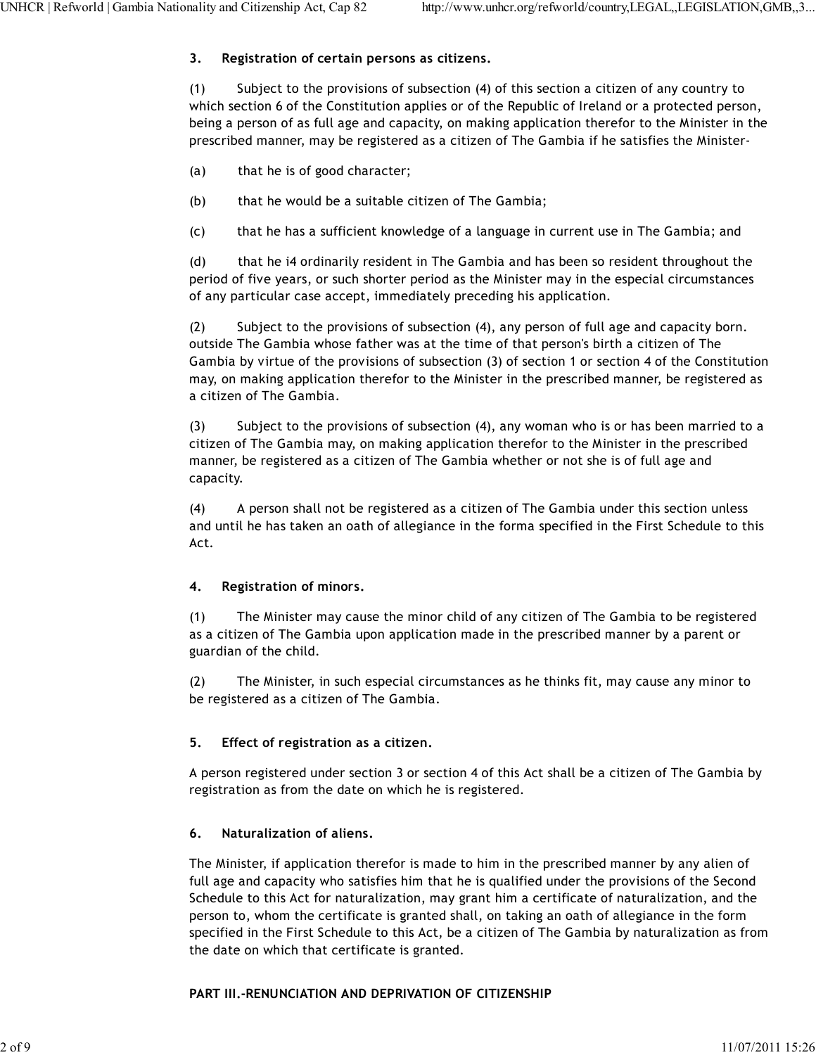### 3. Registration of certain persons as citizens.

(1) Subject to the provisions of subsection (4) of this section a citizen of any country to which section 6 of the Constitution applies or of the Republic of Ireland or a protected person, being a person of as full age and capacity, on making application therefor to the Minister in the prescribed manner, may be registered as a citizen of The Gambia if he satisfies the Minister-

(a) that he is of good character;

(b) that he would be a suitable citizen of The Gambia;

(c) that he has a sufficient knowledge of a language in current use in The Gambia; and

(d) that he i4 ordinarily resident in The Gambia and has been so resident throughout the period of five years, or such shorter period as the Minister may in the especial circumstances of any particular case accept, immediately preceding his application.

(2) Subject to the provisions of subsection (4), any person of full age and capacity born. outside The Gambia whose father was at the time of that person's birth a citizen of The Gambia by virtue of the provisions of subsection (3) of section 1 or section 4 of the Constitution may, on making application therefor to the Minister in the prescribed manner, be registered as a citizen of The Gambia.

(3) Subject to the provisions of subsection (4), any woman who is or has been married to a citizen of The Gambia may, on making application therefor to the Minister in the prescribed manner, be registered as a citizen of The Gambia whether or not she is of full age and capacity.

(4) A person shall not be registered as a citizen of The Gambia under this section unless and until he has taken an oath of allegiance in the forma specified in the First Schedule to this Act.

### 4. Registration of minors.

(1) The Minister may cause the minor child of any citizen of The Gambia to be registered as a citizen of The Gambia upon application made in the prescribed manner by a parent or guardian of the child.

(2) The Minister, in such especial circumstances as he thinks fit, may cause any minor to be registered as a citizen of The Gambia.

### 5. Effect of registration as a citizen.

A person registered under section 3 or section 4 of this Act shall be a citizen of The Gambia by registration as from the date on which he is registered.

### 6. Naturalization of aliens.

The Minister, if application therefor is made to him in the prescribed manner by any alien of full age and capacity who satisfies him that he is qualified under the provisions of the Second Schedule to this Act for naturalization, may grant him a certificate of naturalization, and the person to, whom the certificate is granted shall, on taking an oath of allegiance in the form specified in the First Schedule to this Act, be a citizen of The Gambia by naturalization as from the date on which that certificate is granted.

## PART III.-RENUNCIATION AND DEPRIVATION OF CITIZENSHIP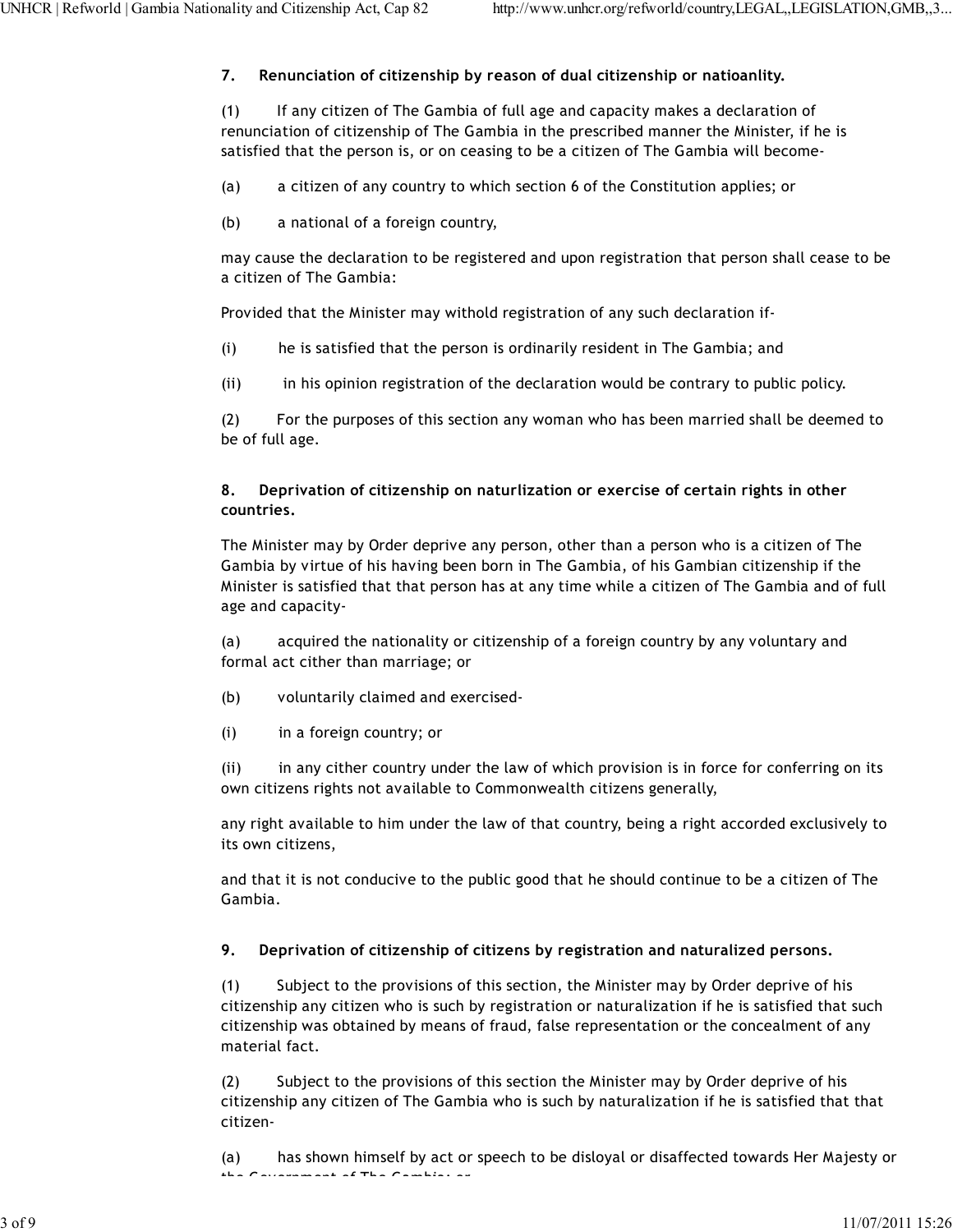**7. Renunciation of citizenship by reason of dual citizenship or natioanlity.**

(1) If any citizen of The Gambia of full age and capacity makes a declaration of renunciation of citizenship of The Gambia in the prescribed manner the Minister, if he is satisfied that the person is, or on ceasing to be a citizen of The Gambia will become-

(a) a citizen of any country to which section 6 of the Constitution applies; or

(b) a national of a foreign country,

may cause the declaration to be registered and upon registration that person shall cease to be a citizen of The Gambia:

Provided that the Minister may withold registration of any such declaration if-

(i) he is satisfied that the person is ordinarily resident in The Gambia; and

(ii) in his opinion registration of the declaration would be contrary to public policy.

(2) For the purposes of this section any woman who has been married shall be deemed to be of full age.

**8. Deprivation of citizenship on naturlization or exercise of certain rights in other countries.**

The Minister may by Order deprive any person, other than a person who is a citizen of The Gambia by virtue of his having been born in The Gambia, of his Gambian citizenship if the Minister is satisfied that that person has at any time while a citizen of The Gambia and of full age and capacity-

(a) acquired the nationality or citizenship of a foreign country by any voluntary and formal act cither than marriage; or

(b) voluntarily claimed and exercised-

(i) in a foreign country; or

(ii) in any cither country under the law of which provision is in force for conferring on its own citizens rights not available to Commonwealth citizens generally,

any right available to him under the law of that country, being a right accorded exclusively to its own citizens,

and that it is not conducive to the public good that he should continue to be a citizen of The Gambia.

**9. Deprivation of citizenship of citizens by registration and naturalized persons.**

(1) Subject to the provisions of this section, the Minister may by Order deprive of his citizenship any citizen who is such by registration or naturalization if he is satisfied that such citizenship was obtained by means of fraud, false representation or the concealment of any material fact.

(2) Subject to the provisions of this section the Minister may by Order deprive of his citizenship any citizen of The Gambia who is such by naturalization if he is satisfied that that citizen-

(a) has shown himself by act or speech to be disloyal or disaffected towards Her Majesty or the Government of The Gambia; or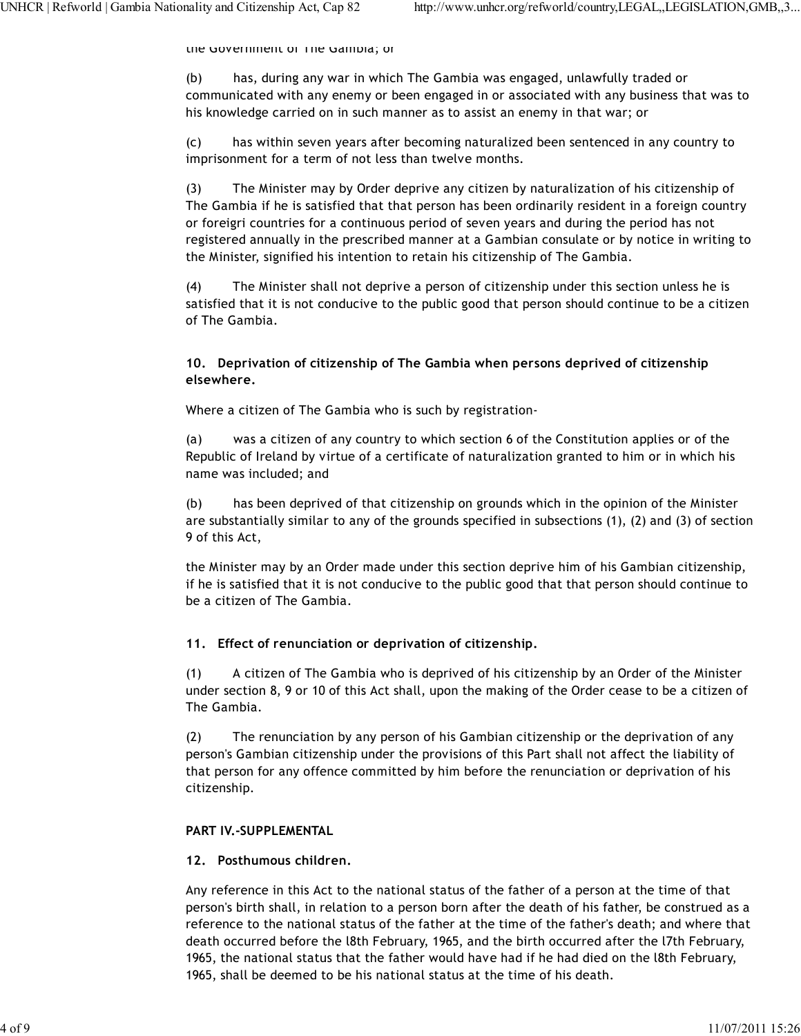the Government of The Gambia; or

(b) has, during any war in which The Gambia was engaged, unlawfully traded or communicated with any enemy or been engaged in or associated with any business that was to his knowledge carried on in such manner as to assist an enemy in that war; or

(c) has within seven years after becoming naturalized been sentenced in any country to imprisonment for a term of not less than twelve months.

(3) The Minister may by Order deprive any citizen by naturalization of his citizenship of The Gambia if he is satisfied that that person has been ordinarily resident in a foreign country or foreigri countries for a continuous period of seven years and during the period has not registered annually in the prescribed manner at a Gambian consulate or by notice in writing to the Minister, signified his intention to retain his citizenship of The Gambia.

(4) The Minister shall not deprive a person of citizenship under this section unless he is satisfied that it is not conducive to the public good that person should continue to be a citizen of The Gambia.

### 10. Deprivation of citizenship of The Gambia when persons deprived of citizenship elsewhere.

Where a citizen of The Gambia who is such by registration-

(a) was a citizen of any country to which section 6 of the Constitution applies or of the Republic of Ireland by virtue of a certificate of naturalization granted to him or in which his name was included; and

(b) has been deprived of that citizenship on grounds which in the opinion of the Minister are substantially similar to any of the grounds specified in subsections (1), (2) and (3) of section 9 of this Act,

the Minister may by an Order made under this section deprive him of his Gambian citizenship, if he is satisfied that it is not conducive to the public good that that person should continue to be a citizen of The Gambia.

### 11. Effect of renunciation or deprivation of citizenship.

(1) A citizen of The Gambia who is deprived of his citizenship by an Order of the Minister under section 8, 9 or 10 of this Act shall, upon the making of the Order cease to be a citizen of The Gambia.

(2) The renunciation by any person of his Gambian citizenship or the deprivation of any person's Gambian citizenship under the provisions of this Part shall not affect the liability of that person for any offence committed by him before the renunciation or deprivation of his citizenship.

## PART IV.-SUPPLEMENTAL

### 12. Posthumous children.

Any reference in this Act to the national status of the father of a person at the time of that person's birth shall, in relation to a person born after the death of his father, be construed as a reference to the national status of the father at the time of the father's death; and where that death occurred before the l8th February, 1965, and the birth occurred after the l7th February, 1965, the national status that the father would have had if he had died on the l8th February, 1965, shall be deemed to be his national status at the time of his death.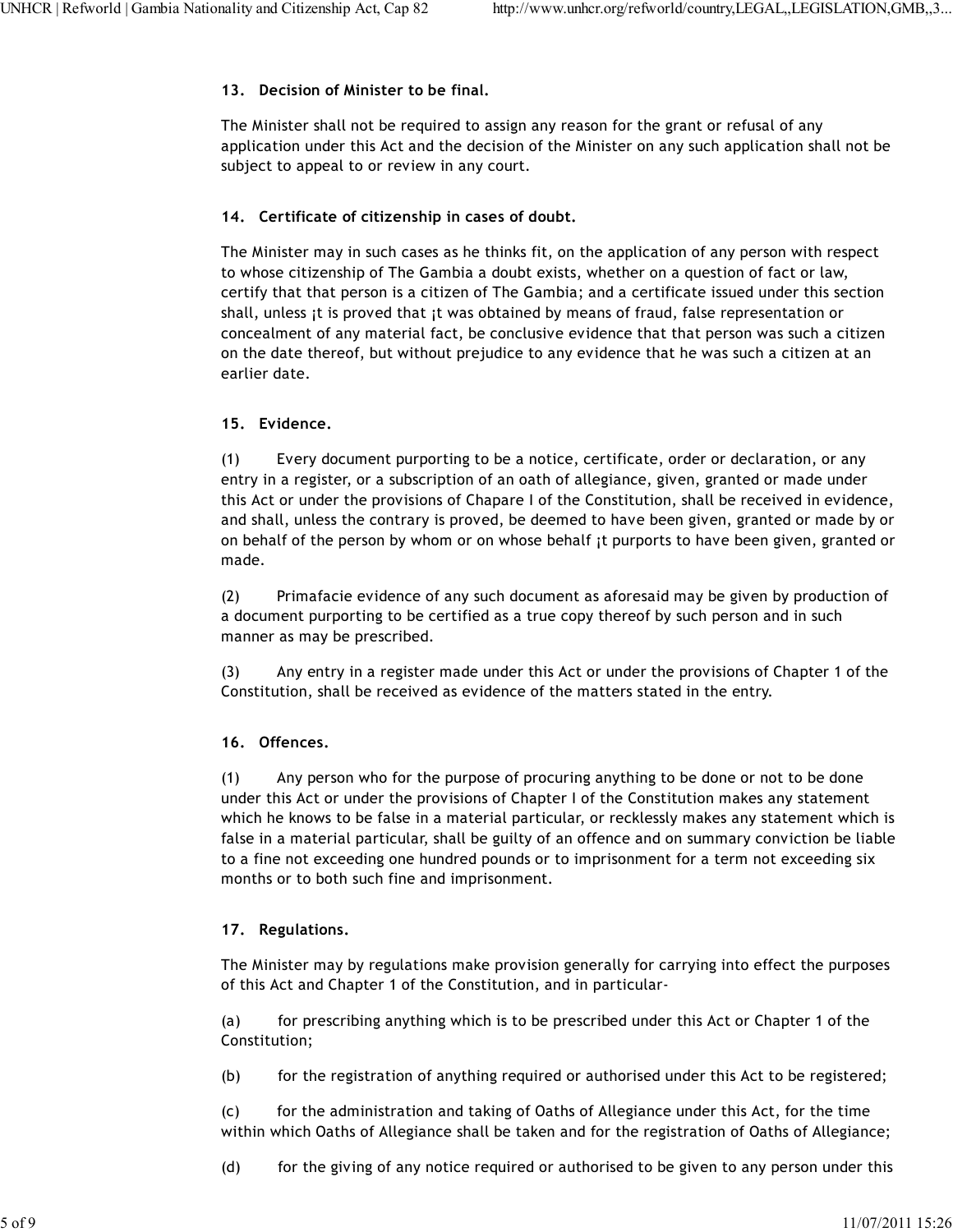### 13. Decision of Minister to be final.

The Minister shall not be required to assign any reason for the grant or refusal of any application under this Act and the decision of the Minister on any such application shall not be subject to appeal to or review in any court.

### 14. Certificate of citizenship in cases of doubt.

The Minister may in such cases as he thinks fit, on the application of any person with respect to whose citizenship of The Gambia a doubt exists, whether on a question of fact or law, certify that that person is a citizen of The Gambia; and a certificate issued under this section shall, unless ¡t is proved that ¡t was obtained by means of fraud, false representation or concealment of any material fact, be conclusive evidence that that person was such a citizen on the date thereof, but without prejudice to any evidence that he was such a citizen at an earlier date.

### 15. Evidence.

(1) Every document purporting to be a notice, certificate, order or declaration, or any entry in a register, or a subscription of an oath of allegiance, given, granted or made under this Act or under the provisions of Chapare I of the Constitution, shall be received in evidence, and shall, unless the contrary is proved, be deemed to have been given, granted or made by or on behalf of the person by whom or on whose behalf ¡t purports to have been given, granted or made.

(2) Primafacie evidence of any such document as aforesaid may be given by production of a document purporting to be certified as a true copy thereof by such person and in such manner as may be prescribed.

(3) Any entry in a register made under this Act or under the provisions of Chapter 1 of the Constitution, shall be received as evidence of the matters stated in the entry.

### 16. Offences.

(1) Any person who for the purpose of procuring anything to be done or not to be done under this Act or under the provisions of Chapter I of the Constitution makes any statement which he knows to be false in a material particular, or recklessly makes any statement which is false in a material particular, shall be guilty of an offence and on summary conviction be liable to a fine not exceeding one hundred pounds or to imprisonment for a term not exceeding six months or to both such fine and imprisonment.

### 17. Regulations.

The Minister may by regulations make provision generally for carrying into effect the purposes of this Act and Chapter 1 of the Constitution, and in particular-

(a) for prescribing anything which is to be prescribed under this Act or Chapter 1 of the Constitution;

(b) for the registration of anything required or authorised under this Act to be registered;

(c) for the administration and taking of Oaths of Allegiance under this Act, for the time within which Oaths of Allegiance shall be taken and for the registration of Oaths of Allegiance;

(d) for the giving of any notice required or authorised to be given to any person under this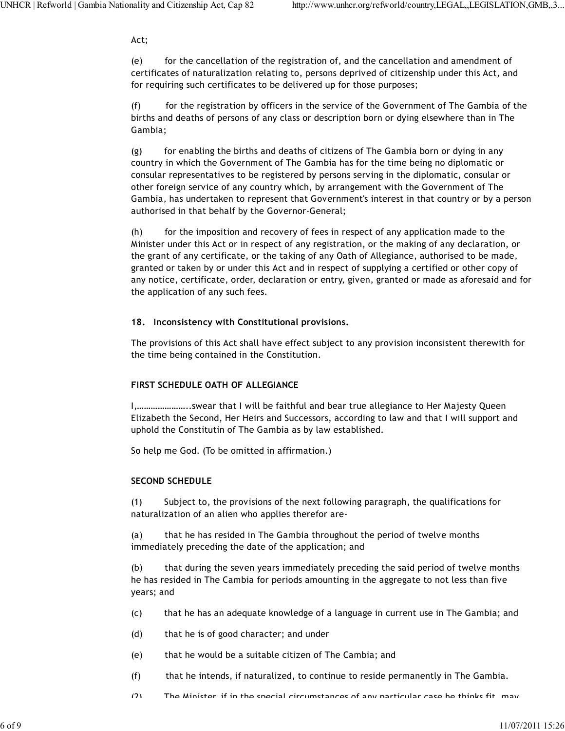Act;

(e) for the cancellation of the registration of, and the cancellation and amendment of certificates of naturalization relating to, persons deprived of citizenship under this Act, and for requiring such certificates to be delivered up for those purposes;

(f) for the registration by officers in the service of the Government of The Gambia of the births and deaths of persons of any class or description born or dying elsewhere than in The Gambia;

(g) for enabling the births and deaths of citizens of The Gambia born or dying in any country in which the Government of The Gambia has for the time being no diplomatic or consular representatives to be registered by persons serving in the diplomatic, consular or other foreign service of any country which, by arrangement with the Government of The Gambia, has undertaken to represent that Government's interest in that country or by a person authorised in that behalf by the Governor-General;

(h) for the imposition and recovery of fees in respect of any application made to the Minister under this Act or in respect of any registration, or the making of any declaration, or the grant of any certificate, or the taking of any Oath of Allegiance, authorised to be made, granted or taken by or under this Act and in respect of supplying a certified or other copy of any notice, certificate, order, declaration or entry, given, granted or made as aforesaid and for the application of any such fees.

**18. Inconsistency with Constitutional provisions.**

The provisions of this Act shall have effect subject to any provision inconsistent therewith for the time being contained in the Constitution.

**FIRST SCHEDULE OATH OF ALLEGIANCE**

I,…………………..swear that I will be faithful and bear true allegiance to Her Majesty Queen Elizabeth the Second, Her Heirs and Successors, according to law and that I will support and uphold the Constitutin of The Gambia as by law established.

So help me God. (To be omitted in affirmation.)

**SECOND SCHEDULE**

(1) Subject to, the provisions of the next following paragraph, the qualifications for naturalization of an alien who applies therefor are-

(a) that he has resided in The Gambia throughout the period of twelve months immediately preceding the date of the application; and

(b) that during the seven years immediately preceding the said period of twelve months he has resided in The Cambia for periods amounting in the aggregate to not less than five years; and

(c) that he has an adequate knowledge of a language in current use in The Gambia; and

(d) that he is of good character; and under

(e) that he would be a suitable citizen of The Cambia; and

(f) that he intends, if naturalized, to continue to reside permanently in The Gambia.

(2) The Minister, if in the special circumstances of any particular case he thinks fit, may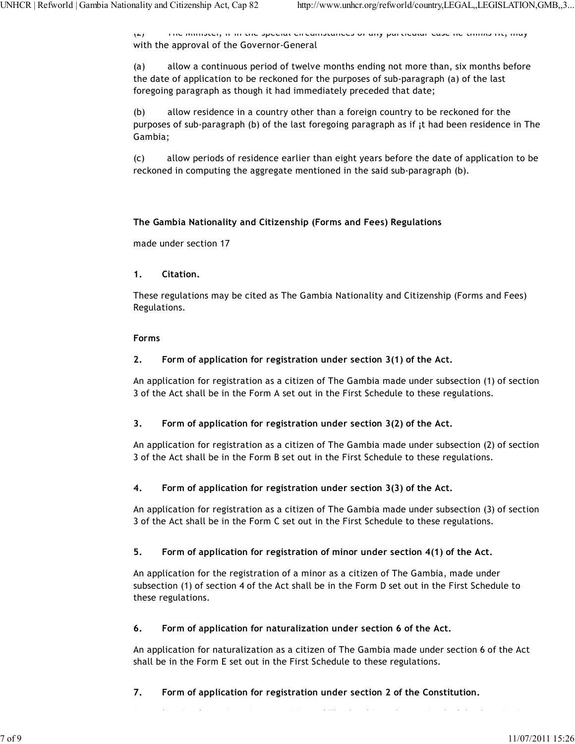(2) The Minister, if in the special circumstances of any particular case he thinks fit, may with the approval of the Governor-General

(a) allow a continuous period of twelve months ending not more than, six months before the date of application to be reckoned for the purposes of sub-paragraph (a) of the last foregoing paragraph as though it had immediately preceded that date;

(b) allow residence in a country other than a foreign country to be reckoned for the purposes of sub-paragraph (b) of the last foregoing paragraph as if ¡t had been residence in The Gambia;

(c) allow periods of residence earlier than eight years before the date of application to be reckoned in computing the aggregate mentioned in the said sub-paragraph (b).

**The Gambia Nationality and Citizenship (Forms and Fees) Regulations**

made under section 17

**1. Citation.**

These regulations may be cited as The Gambia Nationality and Citizenship (Forms and Fees) Regulations.

**Forms**

**2. Form of application for registration under section 3(1) of the Act.**

An application for registration as a citizen of The Gambia made under subsection (1) of section 3 of the Act shall be in the Form A set out in the First Schedule to these regulations.

**3. Form of application for registration under section 3(2) of the Act.**

An application for registration as a citizen of The Gambia made under subsection (2) of section 3 of the Act shall be in the Form B set out in the First Schedule to these regulations.

**4. Form of application for registration under section 3(3) of the Act.**

An application for registration as a citizen of The Gambia made under subsection (3) of section 3 of the Act shall be in the Form C set out in the First Schedule to these regulations.

**5. Form of application for registration of minor under section 4(1) of the Act.**

An application for the registration of a minor as a citizen of The Gambia, made under subsection (1) of section 4 of the Act shall be in the Form D set out in the First Schedule to these regulations.

**6. Form of application for naturalization under section 6 of the Act.**

An application for naturalization as a citizen of The Gambia made under section 6 of the Act shall be in the Form E set out in the First Schedule to these regulations.

**7. Form of application for registration under section 2 of the Constitution.**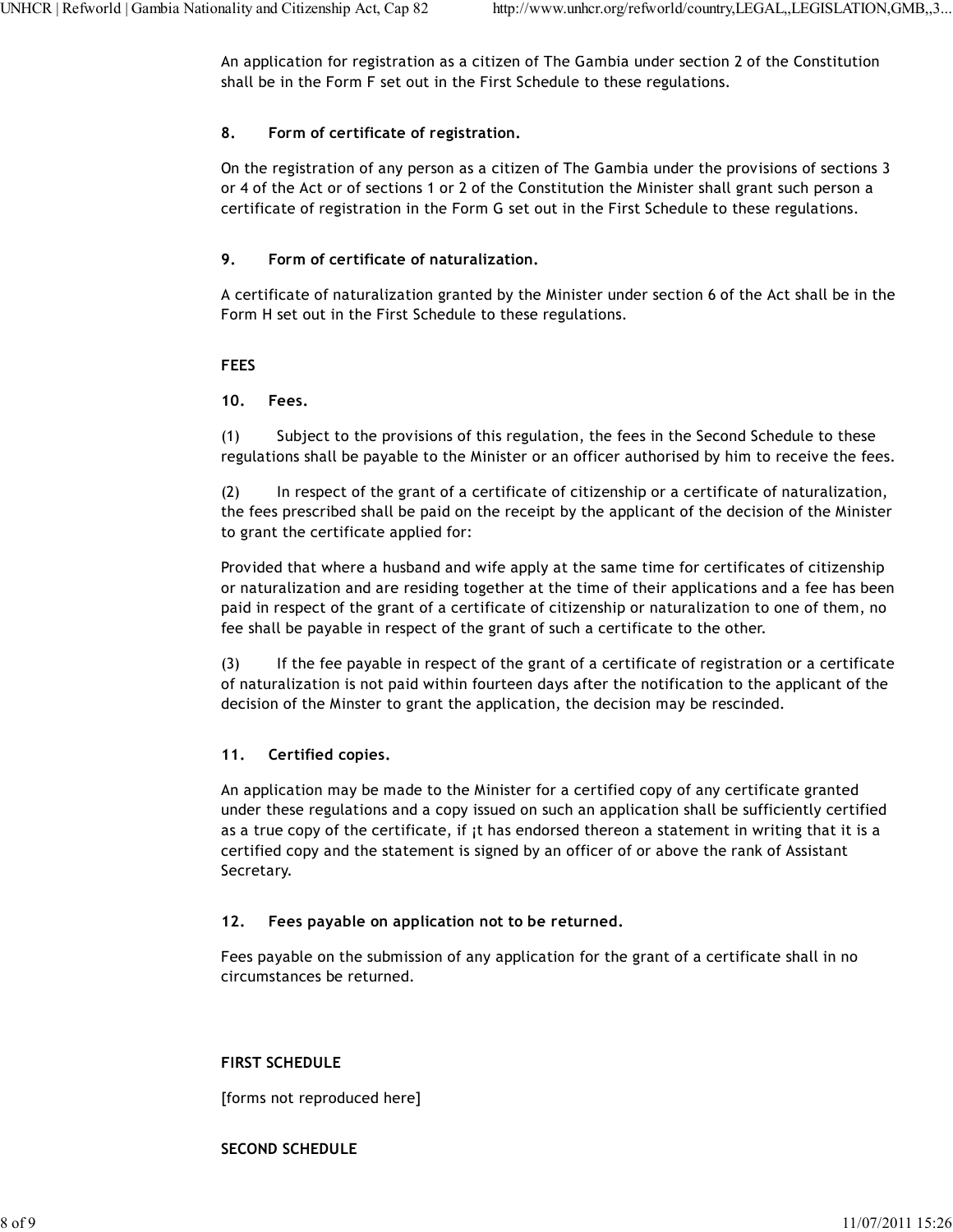An application for registration as a citizen of The Gambia under section 2 of the Constitution shall be in the Form F set out in the First Schedule to these regulations.

**8. Form of certificate of registration.**

On the registration of any person as a citizen of The Gambia under the provisions of sections 3 or 4 of the Act or of sections 1 or 2 of the Constitution the Minister shall grant such person a certificate of registration in the Form G set out in the First Schedule to these regulations.

**9. Form of certificate of naturalization.**

A certificate of naturalization granted by the Minister under section 6 of the Act shall be in the Form H set out in the First Schedule to these regulations.

**FEES**

**10. Fees.**

(1) Subject to the provisions of this regulation, the fees in the Second Schedule to these regulations shall be payable to the Minister or an officer authorised by him to receive the fees.

(2) In respect of the grant of a certificate of citizenship or a certificate of naturalization, the fees prescribed shall be paid on the receipt by the applicant of the decision of the Minister to grant the certificate applied for:

Provided that where a husband and wife apply at the same time for certificates of citizenship or naturalization and are residing together at the time of their applications and a fee has been paid in respect of the grant of a certificate of citizenship or naturalization to one of them, no fee shall be payable in respect of the grant of such a certificate to the other.

(3) If the fee payable in respect of the grant of a certificate of registration or a certificate of naturalization is not paid within fourteen days after the notification to the applicant of the decision of the Minster to grant the application, the decision may be rescinded.

**11. Certified copies.**

An application may be made to the Minister for a certified copy of any certificate granted under these regulations and a copy issued on such an application shall be sufficiently certified as a true copy of the certificate, if ¡t has endorsed thereon a statement in writing that it is a certified copy and the statement is signed by an officer of or above the rank of Assistant Secretary.

**12. Fees payable on application not to be returned.**

Fees payable on the submission of any application for the grant of a certificate shall in no circumstances be returned.

**FIRST SCHEDULE**

[forms not reproduced here]

**SECOND SCHEDULE**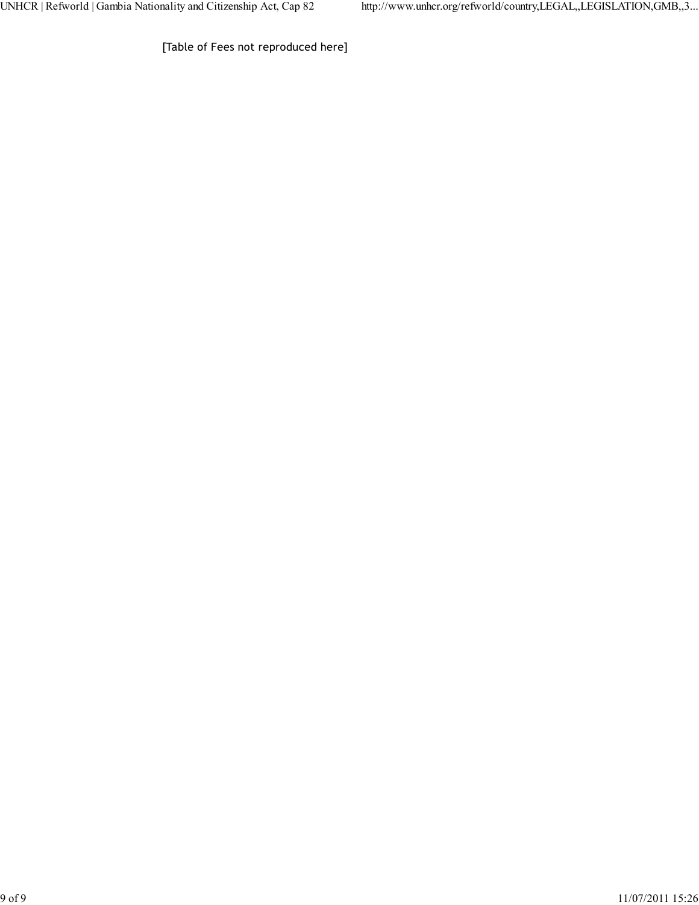[Table of Fees not reproduced here]